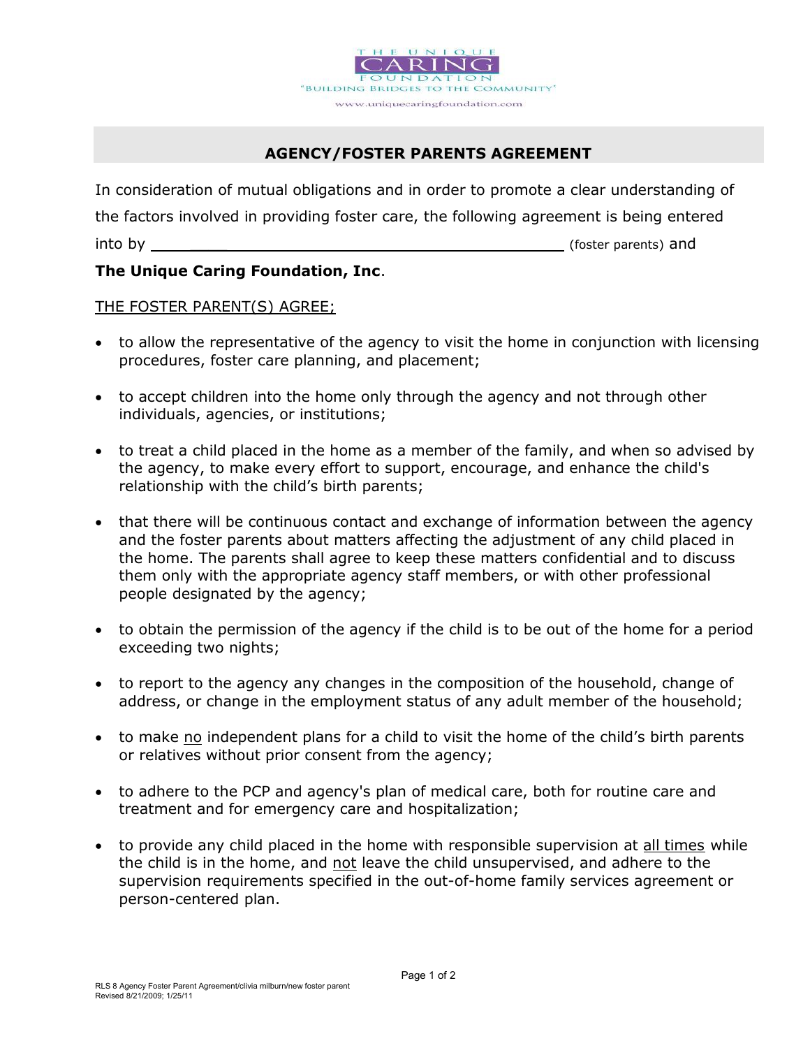THE UNIQUE
CARING
FOUNDATION
"BUILDING BRIDGES TO THE COMMUNITY"

www.uniquecaringfoundation.com

## AGENCY/FOSTER PARENTS AGREEMENT

In consideration of mutual obligations and in order to promote a clear understanding of the factors involved in providing foster care, the following agreement is being entered into by ______________________________________________ (foster parents) and **The Unique Caring Foundation, Inc**.

THE FOSTER PARENT(S) AGREE;

- to allow the representative of the agency to visit the home in conjunction with licensing procedures, foster care planning, and placement;
- to accept children into the home only through the agency and not through other individuals, agencies, or institutions;
- to treat a child placed in the home as a member of the family, and when so advised by the agency, to make every effort to support, encourage, and enhance the child's relationship with the child's birth parents;
- that there will be continuous contact and exchange of information between the agency and the foster parents about matters affecting the adjustment of any child placed in the home. The parents shall agree to keep these matters confidential and to discuss them only with the appropriate agency staff members, or with other professional people designated by the agency;
- to obtain the permission of the agency if the child is to be out of the home for a period exceeding two nights;
- to report to the agency any changes in the composition of the household, change of address, or change in the employment status of any adult member of the household;
- to make no independent plans for a child to visit the home of the child's birth parents or relatives without prior consent from the agency;
- to adhere to the PCP and agency's plan of medical care, both for routine care and treatment and for emergency care and hospitalization;
- to provide any child placed in the home with responsible supervision at all times while the child is in the home, and not leave the child unsupervised, and adhere to the supervision requirements specified in the out-of-home family services agreement or person-centered plan.

RLS 8 Agency Foster Parent Agreement/clivia milburn/new foster parent
Revised 8/21/2009; 1/25/11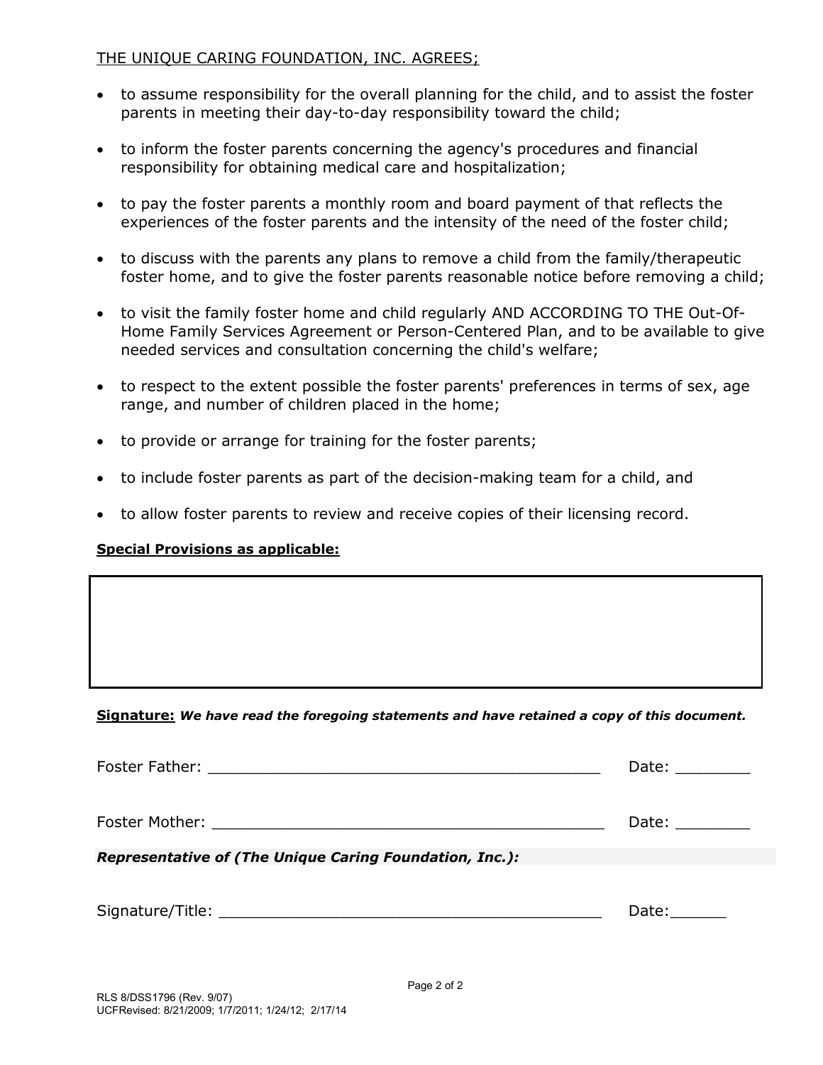THE UNIQUE CARING FOUNDATION, INC. AGREES;

- to assume responsibility for the overall planning for the child, and to assist the foster parents in meeting their day-to-day responsibility toward the child;
- to inform the foster parents concerning the agency's procedures and financial responsibility for obtaining medical care and hospitalization;
- to pay the foster parents a monthly room and board payment of that reflects the experiences of the foster parents and the intensity of the need of the foster child;
- to discuss with the parents any plans to remove a child from the family/therapeutic foster home, and to give the foster parents reasonable notice before removing a child;
- to visit the family foster home and child regularly AND ACCORDING TO THE Out-Of-Home Family Services Agreement or Person-Centered Plan, and to be available to give needed services and consultation concerning the child's welfare;
- to respect to the extent possible the foster parents' preferences in terms of sex, age range, and number of children placed in the home;
- to provide or arrange for training for the foster parents;
- to include foster parents as part of the decision-making team for a child, and
- to allow foster parents to review and receive copies of their licensing record.

**Special Provisions as applicable:**

| |
|---|
| |

**Signature:** ***We have read the foregoing statements and have retained a copy of this document.***

Foster Father: ____________________________________________ Date: ________

Foster Mother: ____________________________________________ Date: ________

***Representative of (The Unique Caring Foundation, Inc.):***

Signature/Title: __________________________________________ Date:______

RLS 8/DSS1796 (Rev. 9/07)
UCFRevised: 8/21/2009; 1/7/2011; 1/24/12; 2/17/14